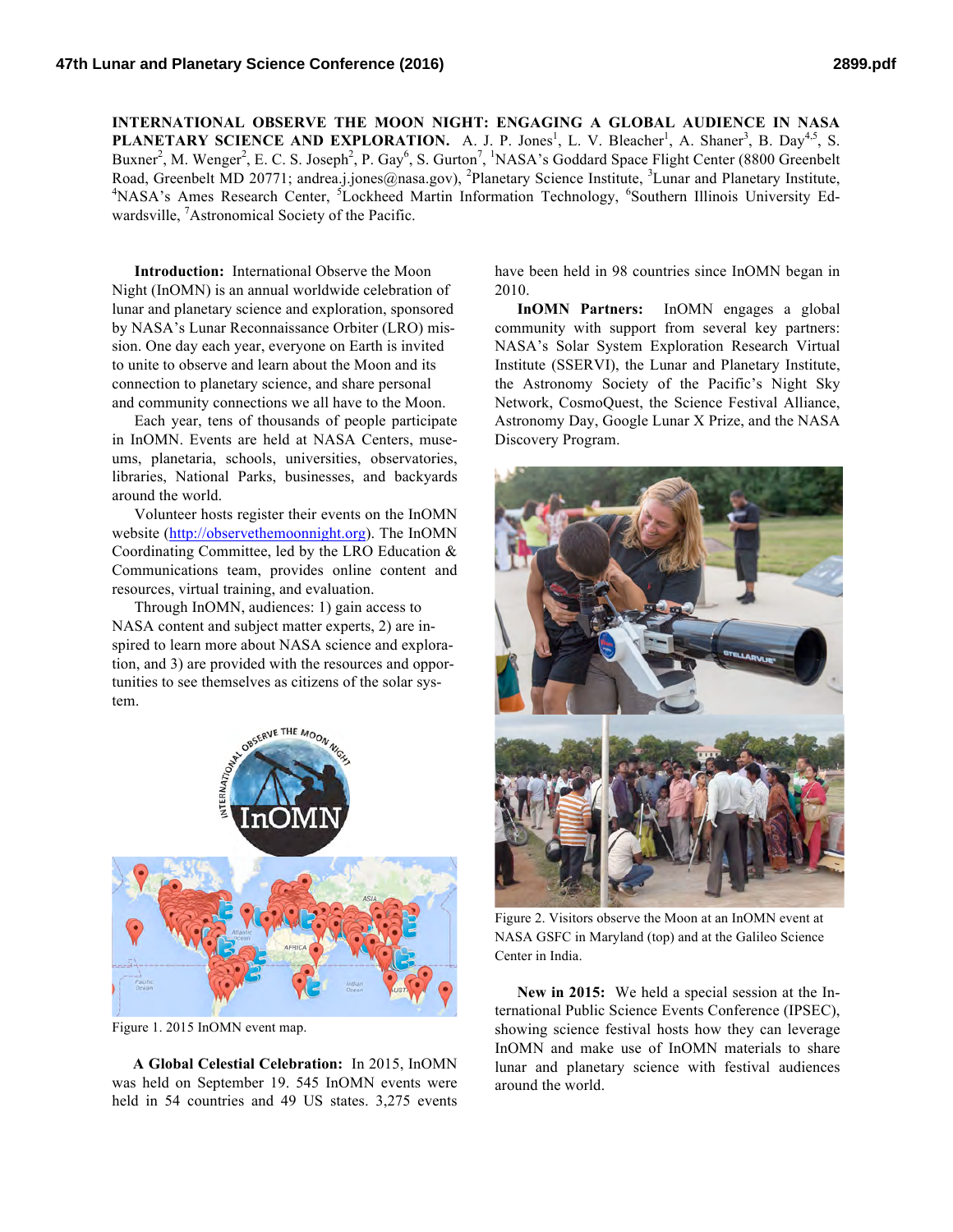**INTERNATIONAL OBSERVE THE MOON NIGHT: ENGAGING A GLOBAL AUDIENCE IN NASA PLANETARY SCIENCE AND EXPLORATION.** A. J. P. Jones[1], L. V. Bleacher[1], A. Shaner[3], B. Day[4,5], S. Buxner[2], M. Wenger[2], E. C. S. Joseph[2], P. Gay[6], S. Gurton[7], [1]NASA's Goddard Space Flight Center (8800 Greenbelt Road, Greenbelt MD 20771; andrea.j.jones@nasa.gov), [2]Planetary Science Institute, [3]Lunar and Planetary Institute, [4]NASA's Ames Research Center, [5]Lockheed Martin Information Technology, [6]Southern Illinois University Edwardsville, [7]Astronomical Society of the Pacific.

**Introduction:** International Observe the Moon Night (InOMN) is an annual worldwide celebration of lunar and planetary science and exploration, sponsored by NASA's Lunar Reconnaissance Orbiter (LRO) mission. One day each year, everyone on Earth is invited to unite to observe and learn about the Moon and its connection to planetary science, and share personal and community connections we all have to the Moon.

Each year, tens of thousands of people participate in InOMN. Events are held at NASA Centers, museums, planetaria, schools, universities, observatories, libraries, National Parks, businesses, and backyards around the world.

Volunteer hosts register their events on the InOMN website (http://observethemoonnight.org). The InOMN Coordinating Committee, led by the LRO Education & Communications team, provides online content and resources, virtual training, and evaluation.

Through InOMN, audiences: 1) gain access to NASA content and subject matter experts, 2) are inspired to learn more about NASA science and exploration, and 3) are provided with the resources and opportunities to see themselves as citizens of the solar system.

Figure 1. 2015 InOMN event map.

**A Global Celestial Celebration:** In 2015, InOMN was held on September 19. 545 InOMN events were held in 54 countries and 49 US states. 3,275 events have been held in 98 countries since InOMN began in 2010.

**InOMN Partners:** InOMN engages a global community with support from several key partners: NASA's Solar System Exploration Research Virtual Institute (SSERVI), the Lunar and Planetary Institute, the Astronomy Society of the Pacific's Night Sky Network, CosmoQuest, the Science Festival Alliance, Astronomy Day, Google Lunar X Prize, and the NASA Discovery Program.

Figure 2. Visitors observe the Moon at an InOMN event at NASA GSFC in Maryland (top) and at the Galileo Science Center in India.

**New in 2015:** We held a special session at the International Public Science Events Conference (IPSEC), showing science festival hosts how they can leverage InOMN and make use of InOMN materials to share lunar and planetary science with festival audiences around the world.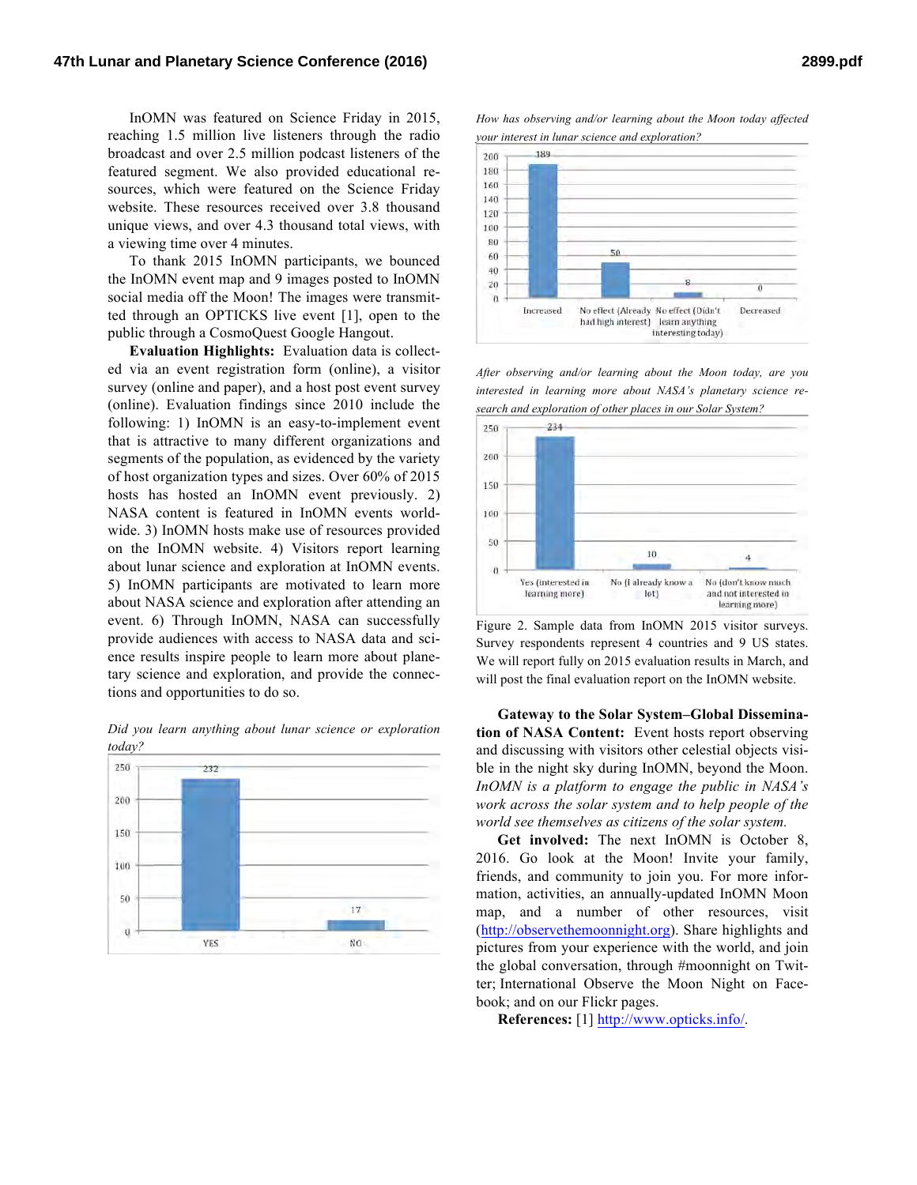InOMN was featured on Science Friday in 2015, reaching 1.5 million live listeners through the radio broadcast and over 2.5 million podcast listeners of the featured segment. We also provided educational resources, which were featured on the Science Friday website. These resources received over 3.8 thousand unique views, and over 4.3 thousand total views, with a viewing time over 4 minutes.

To thank 2015 InOMN participants, we bounced the InOMN event map and 9 images posted to InOMN social media off the Moon! The images were transmitted through an OPTICKS live event [1], open to the public through a CosmoQuest Google Hangout.

**Evaluation Highlights:** Evaluation data is collected via an event registration form (online), a visitor survey (online and paper), and a host post event survey (online). Evaluation findings since 2010 include the following: 1) InOMN is an easy-to-implement event that is attractive to many different organizations and segments of the population, as evidenced by the variety of host organization types and sizes. Over 60% of 2015 hosts has hosted an InOMN event previously. 2) NASA content is featured in InOMN events worldwide. 3) InOMN hosts make use of resources provided on the InOMN website. 4) Visitors report learning about lunar science and exploration at InOMN events. 5) InOMN participants are motivated to learn more about NASA science and exploration after attending an event. 6) Through InOMN, NASA can successfully provide audiences with access to NASA data and science results inspire people to learn more about planetary science and exploration, and provide the connections and opportunities to do so.

*Did you learn anything about lunar science or exploration today?*

250
200
150
100
50
0
232
17
YES
NO

*How has observing and/or learning about the Moon today affected your interest in lunar science and exploration?*

200
180
160
140
120
100
80
60
40
20
0
189
50
8
0
Increased
No effect (Already had high interest)
No effect (Didn't learn anything interesting today)
Decreased

*After observing and/or learning about the Moon today, are you interested in learning more about NASA's planetary science research and exploration of other places in our Solar System?*

250
200
150
100
50
0
234
10
4
Yes (interested in learning more)
No (I already know a lot)
No (don't know much and not interested in learning more)

Figure 2. Sample data from InOMN 2015 visitor surveys. Survey respondents represent 4 countries and 9 US states. We will report fully on 2015 evaluation results in March, and will post the final evaluation report on the InOMN website.

**Gateway to the Solar System–Global Dissemination of NASA Content:** Event hosts report observing and discussing with visitors other celestial objects visible in the night sky during InOMN, beyond the Moon. *InOMN is a platform to engage the public in NASA's work across the solar system and to help people of the world see themselves as citizens of the solar system.*

**Get involved:** The next InOMN is October 8, 2016. Go look at the Moon! Invite your family, friends, and community to join you. For more information, activities, an annually-updated InOMN Moon map, and a number of other resources, visit (http://observethemoonnight.org). Share highlights and pictures from your experience with the world, and join the global conversation, through #moonnight on Twitter; International Observe the Moon Night on Facebook; and on our Flickr pages.

**References:** [1] http://www.opticks.info/.